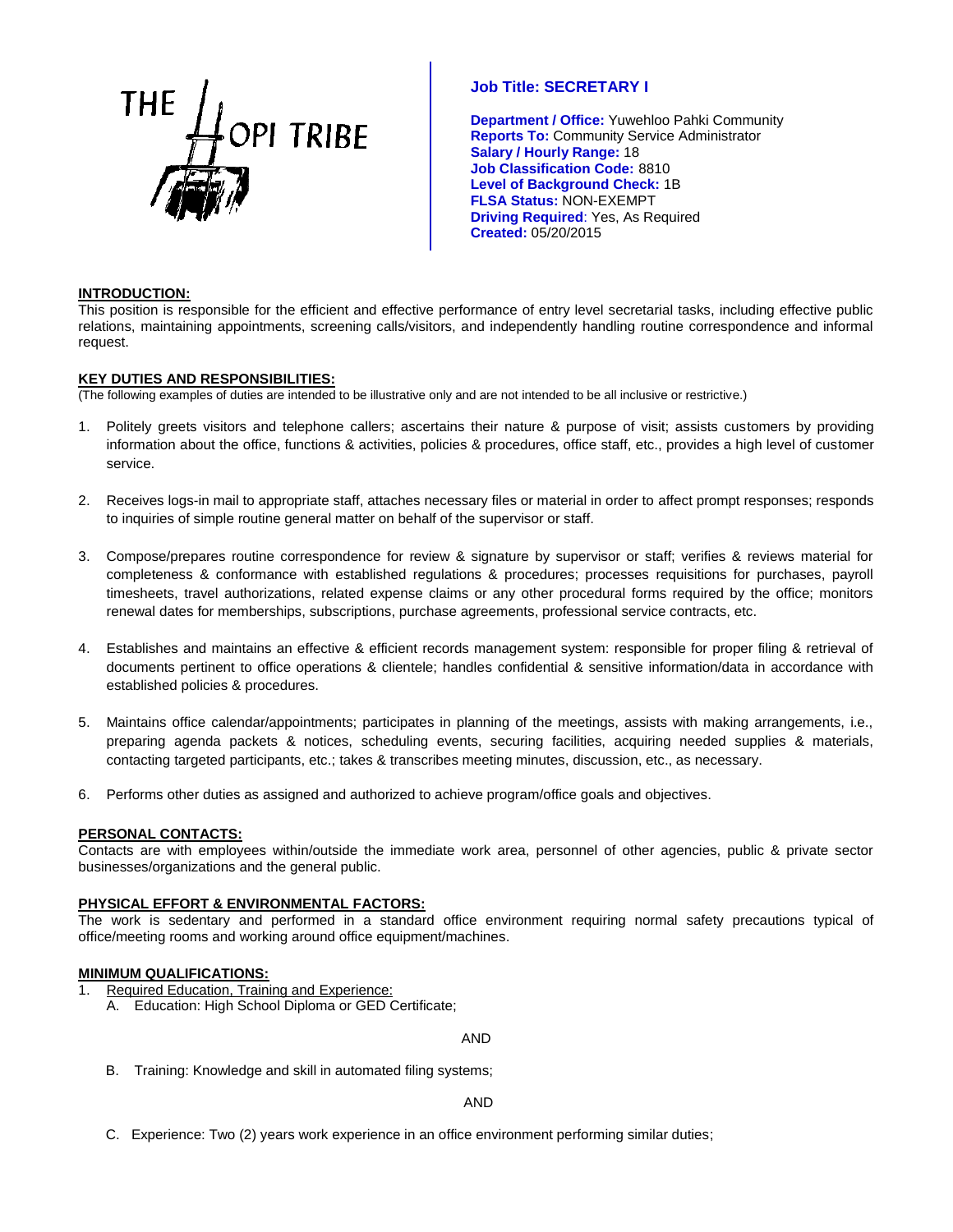THE HOPI TRIBE

## Job Title: SECRETARY I

**Department / Office:** Yuwehloo Pahki Community
**Reports To:** Community Service Administrator
**Salary / Hourly Range:** 18
**Job Classification Code:** 8810
**Level of Background Check:** 1B
**FLSA Status:** NON-EXEMPT
**Driving Required**: Yes, As Required
**Created:** 05/20/2015

### INTRODUCTION:

This position is responsible for the efficient and effective performance of entry level secretarial tasks, including effective public relations, maintaining appointments, screening calls/visitors, and independently handling routine correspondence and informal request.

### KEY DUTIES AND RESPONSIBILITIES:

(The following examples of duties are intended to be illustrative only and are not intended to be all inclusive or restrictive.)

1. Politely greets visitors and telephone callers; ascertains their nature & purpose of visit; assists customers by providing information about the office, functions & activities, policies & procedures, office staff, etc., provides a high level of customer service.
2. Receives logs-in mail to appropriate staff, attaches necessary files or material in order to affect prompt responses; responds to inquiries of simple routine general matter on behalf of the supervisor or staff.
3. Compose/prepares routine correspondence for review & signature by supervisor or staff; verifies & reviews material for completeness & conformance with established regulations & procedures; processes requisitions for purchases, payroll timesheets, travel authorizations, related expense claims or any other procedural forms required by the office; monitors renewal dates for memberships, subscriptions, purchase agreements, professional service contracts, etc.
4. Establishes and maintains an effective & efficient records management system: responsible for proper filing & retrieval of documents pertinent to office operations & clientele; handles confidential & sensitive information/data in accordance with established policies & procedures.
5. Maintains office calendar/appointments; participates in planning of the meetings, assists with making arrangements, i.e., preparing agenda packets & notices, scheduling events, securing facilities, acquiring needed supplies & materials, contacting targeted participants, etc.; takes & transcribes meeting minutes, discussion, etc., as necessary.
6. Performs other duties as assigned and authorized to achieve program/office goals and objectives.

### PERSONAL CONTACTS:

Contacts are with employees within/outside the immediate work area, personnel of other agencies, public & private sector businesses/organizations and the general public.

### PHYSICAL EFFORT & ENVIRONMENTAL FACTORS:

The work is sedentary and performed in a standard office environment requiring normal safety precautions typical of office/meeting rooms and working around office equipment/machines.

### MINIMUM QUALIFICATIONS:

1. Required Education, Training and Experience:
   A. Education: High School Diploma or GED Certificate;

   AND

   B. Training: Knowledge and skill in automated filing systems;

   AND

   C. Experience: Two (2) years work experience in an office environment performing similar duties;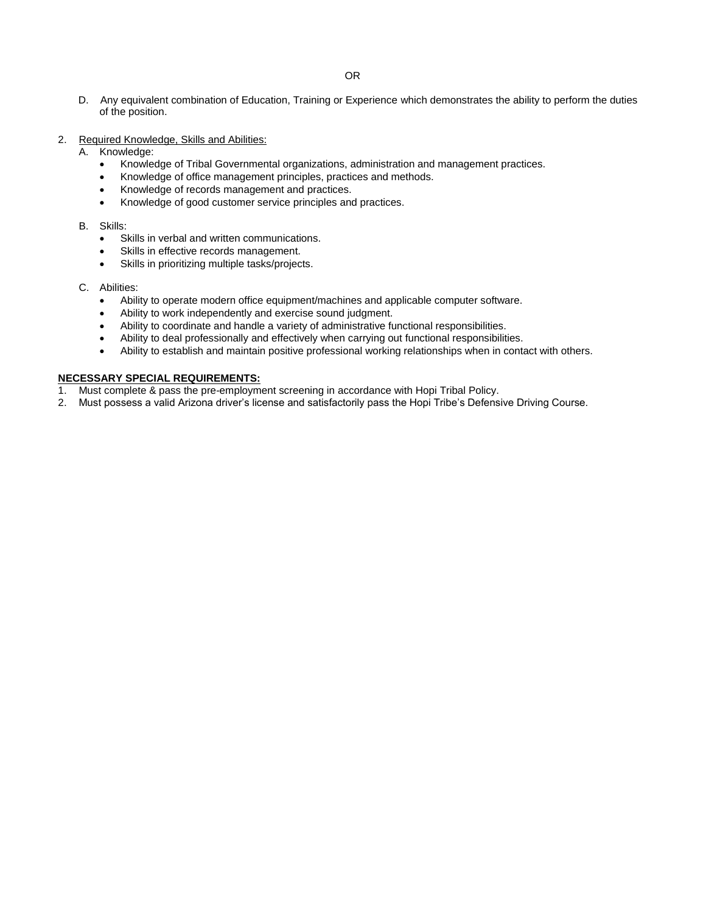OR

D. Any equivalent combination of Education, Training or Experience which demonstrates the ability to perform the duties of the position.

2. Required Knowledge, Skills and Abilities:
   A. Knowledge:
      - Knowledge of Tribal Governmental organizations, administration and management practices.
      - Knowledge of office management principles, practices and methods.
      - Knowledge of records management and practices.
      - Knowledge of good customer service principles and practices.

   B. Skills:
      - Skills in verbal and written communications.
      - Skills in effective records management.
      - Skills in prioritizing multiple tasks/projects.

   C. Abilities:
      - Ability to operate modern office equipment/machines and applicable computer software.
      - Ability to work independently and exercise sound judgment.
      - Ability to coordinate and handle a variety of administrative functional responsibilities.
      - Ability to deal professionally and effectively when carrying out functional responsibilities.
      - Ability to establish and maintain positive professional working relationships when in contact with others.

**NECESSARY SPECIAL REQUIREMENTS:**

1. Must complete & pass the pre-employment screening in accordance with Hopi Tribal Policy.
2. Must possess a valid Arizona driver's license and satisfactorily pass the Hopi Tribe's Defensive Driving Course.